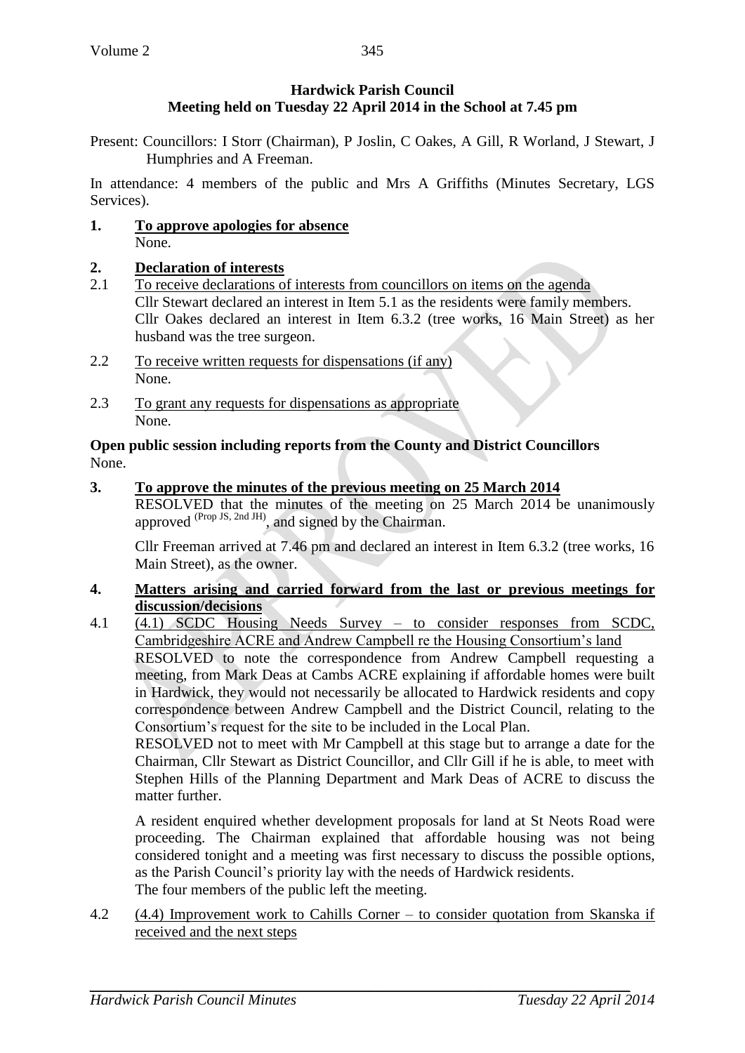**Hardwick Parish Council**
**Meeting held on Tuesday 22 April 2014 in the School at 7.45 pm**

Present: Councillors: I Storr (Chairman), P Joslin, C Oakes, A Gill, R Worland, J Stewart, J Humphries and A Freeman.

In attendance: 4 members of the public and Mrs A Griffiths (Minutes Secretary, LGS Services).

**1. To approve apologies for absence**

None.

**2. Declaration of interests**

2.1 To receive declarations of interests from councillors on items on the agenda

Cllr Stewart declared an interest in Item 5.1 as the residents were family members. Cllr Oakes declared an interest in Item 6.3.2 (tree works, 16 Main Street) as her husband was the tree surgeon.

2.2 To receive written requests for dispensations (if any)

None.

2.3 To grant any requests for dispensations as appropriate

None.

**Open public session including reports from the County and District Councillors**

None.

**3. To approve the minutes of the previous meeting on 25 March 2014**

RESOLVED that the minutes of the meeting on 25 March 2014 be unanimously approved (Prop JS, 2nd JH), and signed by the Chairman.

Cllr Freeman arrived at 7.46 pm and declared an interest in Item 6.3.2 (tree works, 16 Main Street), as the owner.

**4. Matters arising and carried forward from the last or previous meetings for discussion/decisions**

4.1 (4.1) SCDC Housing Needs Survey – to consider responses from SCDC, Cambridgeshire ACRE and Andrew Campbell re the Housing Consortium's land

RESOLVED to note the correspondence from Andrew Campbell requesting a meeting, from Mark Deas at Cambs ACRE explaining if affordable homes were built in Hardwick, they would not necessarily be allocated to Hardwick residents and copy correspondence between Andrew Campbell and the District Council, relating to the Consortium's request for the site to be included in the Local Plan.

RESOLVED not to meet with Mr Campbell at this stage but to arrange a date for the Chairman, Cllr Stewart as District Councillor, and Cllr Gill if he is able, to meet with Stephen Hills of the Planning Department and Mark Deas of ACRE to discuss the matter further.

A resident enquired whether development proposals for land at St Neots Road were proceeding. The Chairman explained that affordable housing was not being considered tonight and a meeting was first necessary to discuss the possible options, as the Parish Council's priority lay with the needs of Hardwick residents.

The four members of the public left the meeting.

4.2 (4.4) Improvement work to Cahills Corner – to consider quotation from Skanska if received and the next steps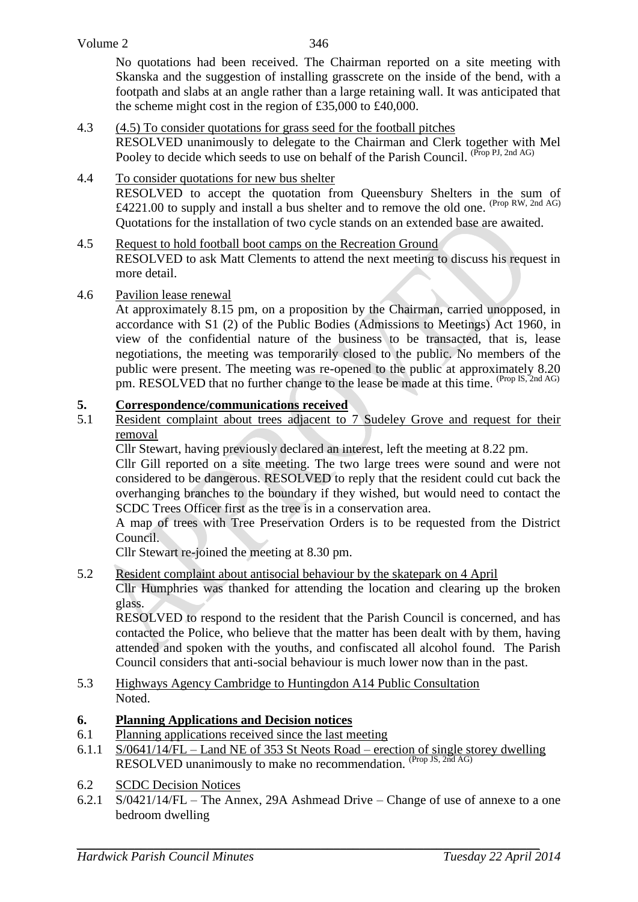No quotations had been received. The Chairman reported on a site meeting with Skanska and the suggestion of installing grasscrete on the inside of the bend, with a footpath and slabs at an angle rather than a large retaining wall. It was anticipated that the scheme might cost in the region of £35,000 to £40,000.

4.3 (4.5) To consider quotations for grass seed for the football pitches
RESOLVED unanimously to delegate to the Chairman and Clerk together with Mel Pooley to decide which seeds to use on behalf of the Parish Council. (Prop PJ, 2nd AG)

4.4 To consider quotations for new bus shelter
RESOLVED to accept the quotation from Queensbury Shelters in the sum of £4221.00 to supply and install a bus shelter and to remove the old one. (Prop RW, 2nd AG)
Quotations for the installation of two cycle stands on an extended base are awaited.

4.5 Request to hold football boot camps on the Recreation Ground
RESOLVED to ask Matt Clements to attend the next meeting to discuss his request in more detail.

4.6 Pavilion lease renewal
At approximately 8.15 pm, on a proposition by the Chairman, carried unopposed, in accordance with S1 (2) of the Public Bodies (Admissions to Meetings) Act 1960, in view of the confidential nature of the business to be transacted, that is, lease negotiations, the meeting was temporarily closed to the public. No members of the public were present. The meeting was re-opened to the public at approximately 8.20 pm. RESOLVED that no further change to the lease be made at this time. (Prop IS, 2nd AG)

## 5. Correspondence/communications received

5.1 Resident complaint about trees adjacent to 7 Sudeley Grove and request for their removal
Cllr Stewart, having previously declared an interest, left the meeting at 8.22 pm.
Cllr Gill reported on a site meeting. The two large trees were sound and were not considered to be dangerous. RESOLVED to reply that the resident could cut back the overhanging branches to the boundary if they wished, but would need to contact the SCDC Trees Officer first as the tree is in a conservation area.
A map of trees with Tree Preservation Orders is to be requested from the District Council.
Cllr Stewart re-joined the meeting at 8.30 pm.

5.2 Resident complaint about antisocial behaviour by the skatepark on 4 April
Cllr Humphries was thanked for attending the location and clearing up the broken glass.
RESOLVED to respond to the resident that the Parish Council is concerned, and has contacted the Police, who believe that the matter has been dealt with by them, having attended and spoken with the youths, and confiscated all alcohol found. The Parish Council considers that anti-social behaviour is much lower now than in the past.

5.3 Highways Agency Cambridge to Huntingdon A14 Public Consultation
Noted.

## 6. Planning Applications and Decision notices

6.1 Planning applications received since the last meeting

6.1.1 S/0641/14/FL – Land NE of 353 St Neots Road – erection of single storey dwelling
RESOLVED unanimously to make no recommendation. (Prop JS, 2nd AG)

6.2 SCDC Decision Notices

6.2.1 S/0421/14/FL – The Annex, 29A Ashmead Drive – Change of use of annexe to a one bedroom dwelling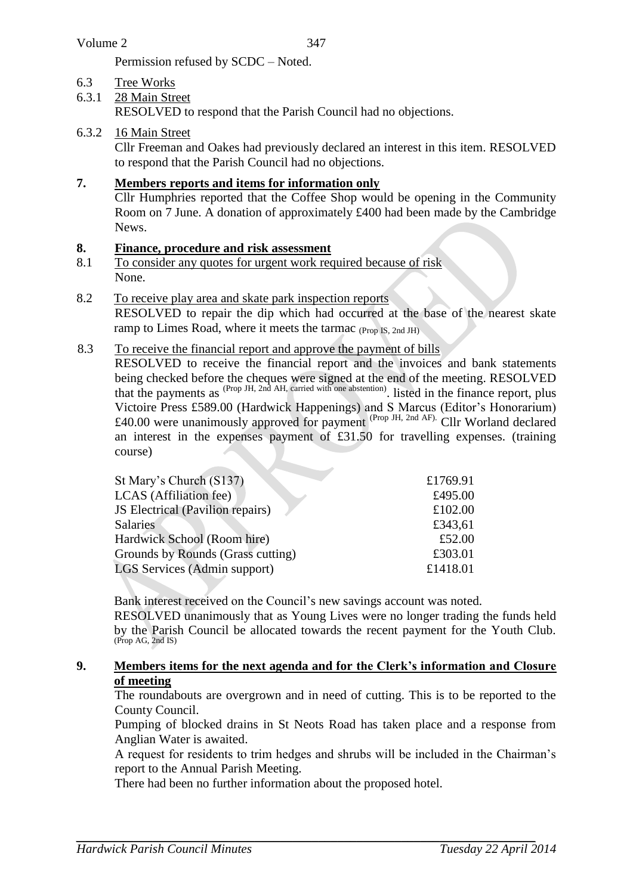Permission refused by SCDC – Noted.

6.3 Tree Works

6.3.1 28 Main Street

RESOLVED to respond that the Parish Council had no objections.

6.3.2 16 Main Street

Cllr Freeman and Oakes had previously declared an interest in this item. RESOLVED to respond that the Parish Council had no objections.

## 7. Members reports and items for information only

Cllr Humphries reported that the Coffee Shop would be opening in the Community Room on 7 June. A donation of approximately £400 had been made by the Cambridge News.

## 8. Finance, procedure and risk assessment

8.1 To consider any quotes for urgent work required because of risk

None.

8.2 To receive play area and skate park inspection reports

RESOLVED to repair the dip which had occurred at the base of the nearest skate ramp to Limes Road, where it meets the tarmac (Prop IS, 2nd JH)

8.3 To receive the financial report and approve the payment of bills

RESOLVED to receive the financial report and the invoices and bank statements being checked before the cheques were signed at the end of the meeting. RESOLVED that the payments as (Prop JH, 2nd AH, carried with one abstention). listed in the finance report, plus Victoire Press £589.00 (Hardwick Happenings) and S Marcus (Editor's Honorarium) £40.00 were unanimously approved for payment (Prop JH, 2nd AF). Cllr Worland declared an interest in the expenses payment of £31.50 for travelling expenses. (training course)

| | |
|---|---|
| St Mary's Church (S137) | £1769.91 |
| LCAS (Affiliation fee) | £495.00 |
| JS Electrical (Pavilion repairs) | £102.00 |
| Salaries | £343,61 |
| Hardwick School (Room hire) | £52.00 |
| Grounds by Rounds (Grass cutting) | £303.01 |
| LGS Services (Admin support) | £1418.01 |

Bank interest received on the Council's new savings account was noted.

RESOLVED unanimously that as Young Lives were no longer trading the funds held by the Parish Council be allocated towards the recent payment for the Youth Club. (Prop AG, 2nd IS)

## 9. Members items for the next agenda and for the Clerk's information and Closure of meeting

The roundabouts are overgrown and in need of cutting. This is to be reported to the County Council.

Pumping of blocked drains in St Neots Road has taken place and a response from Anglian Water is awaited.

A request for residents to trim hedges and shrubs will be included in the Chairman's report to the Annual Parish Meeting.

There had been no further information about the proposed hotel.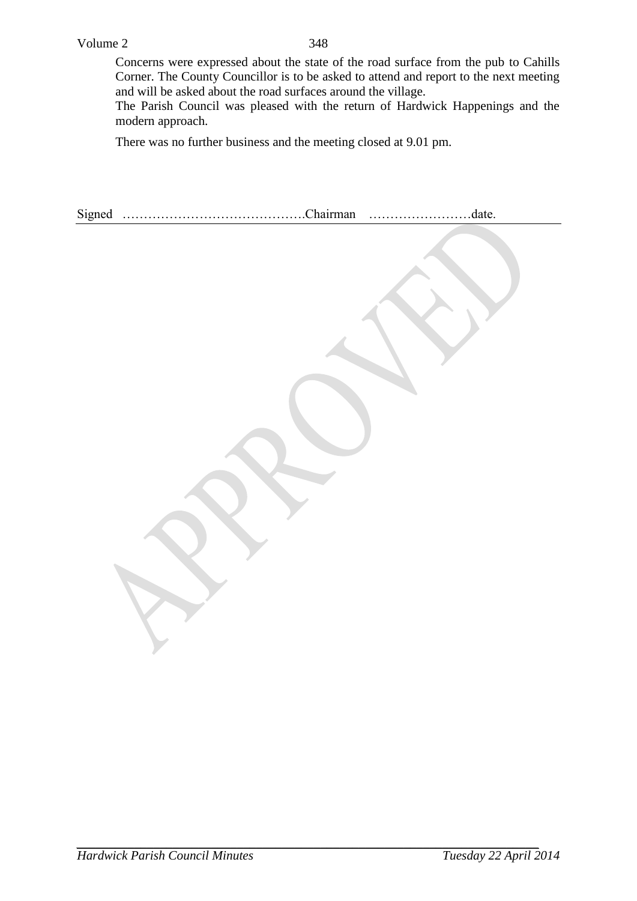Concerns were expressed about the state of the road surface from the pub to Cahills Corner. The County Councillor is to be asked to attend and report to the next meeting and will be asked about the road surfaces around the village.

The Parish Council was pleased with the return of Hardwick Happenings and the modern approach.

There was no further business and the meeting closed at 9.01 pm.

Signed ……………………………………Chairman ……………………date.

APPROVED